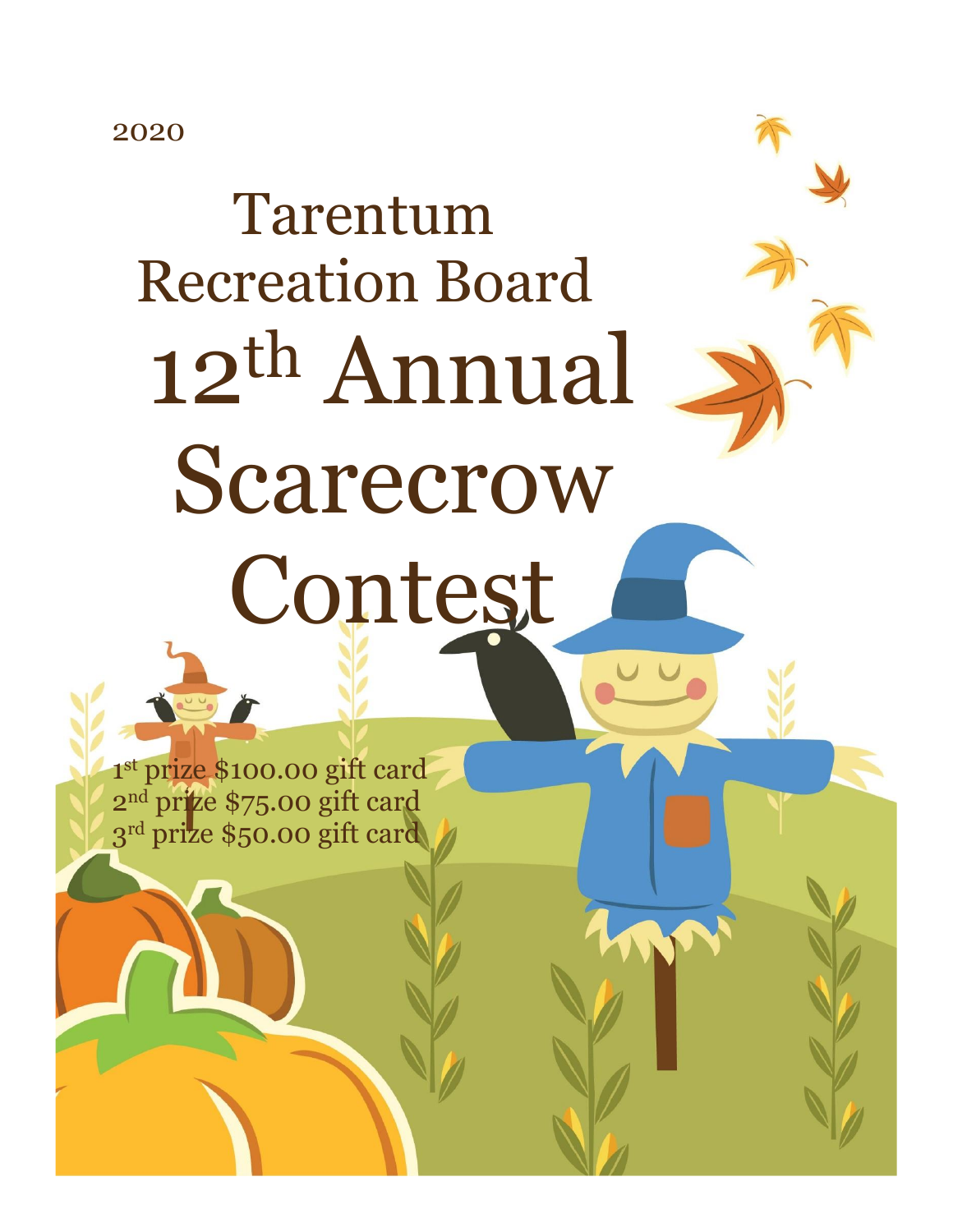2020

# Tarentum Recreation Board 12th Annual Scarecrow Contest

1st prize $100.00 gift card
2nd prize $75.00 gift card
3rd prize $50.00 gift card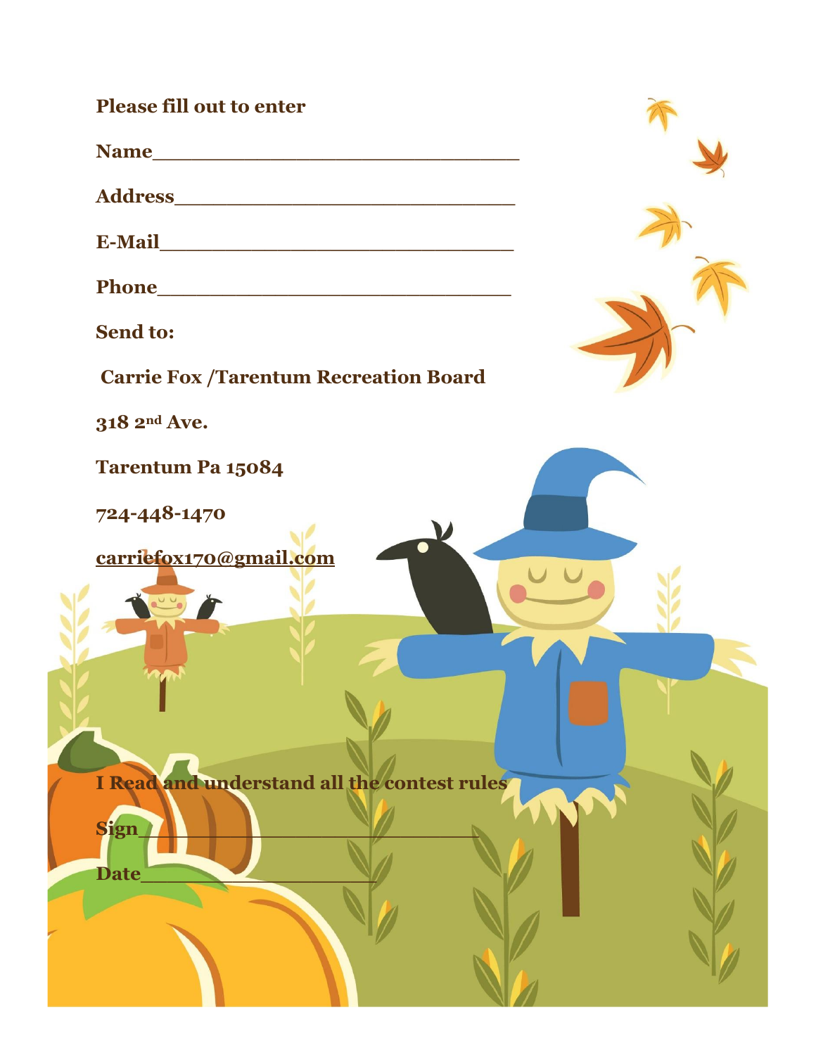**Please fill out to enter**

**Name**______________________________

**Address**____________________________

**E-Mail**_____________________________

**Phone**_____________________________

**Send to:**

**Carrie Fox /Tarentum Recreation Board**

**318 2nd Ave.**

**Tarentum Pa 15084**

**724-448-1470**

**carriefox170@gmail.com**

**I Read and understand all the contest rules**

**Sign**____________________________

**Date**___________________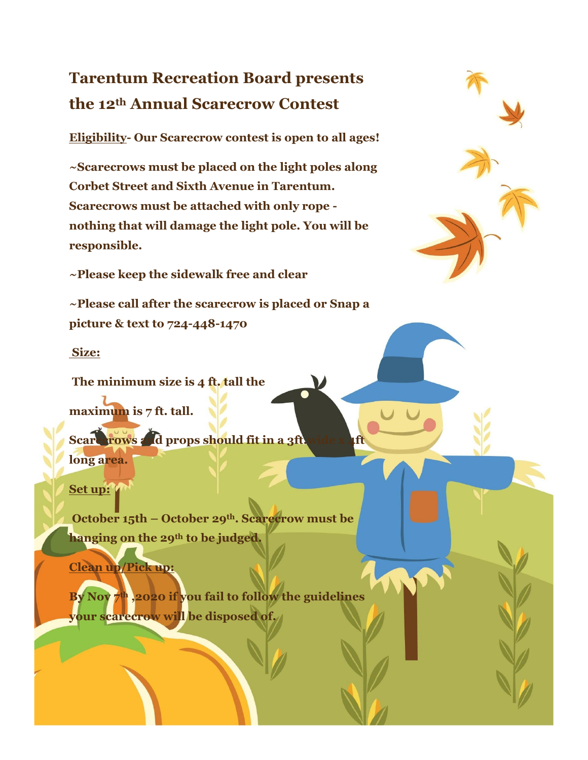# Tarentum Recreation Board presents the 12th Annual Scarecrow Contest

**Eligibility- Our Scarecrow contest is open to all ages!**

**~Scarecrows must be placed on the light poles along Corbet Street and Sixth Avenue in Tarentum. Scarecrows must be attached with only rope - nothing that will damage the light pole. You will be responsible.**

**~Please keep the sidewalk free and clear**

**~Please call after the scarecrow is placed or Snap a picture & text to 724-448-1470**

**Size:**

**The minimum size is 4 ft. tall the maximum is 7 ft. tall.**

**Scarecrows and props should fit in a 3ft. wide x 4ft long area.**

**Set up:**

**October 15th – October 29th. Scarecrow must be hanging on the 29th to be judged.**

**Clean up/Pick up:**

**By Nov 7th ,2020 if you fail to follow the guidelines your scarecrow will be disposed of.**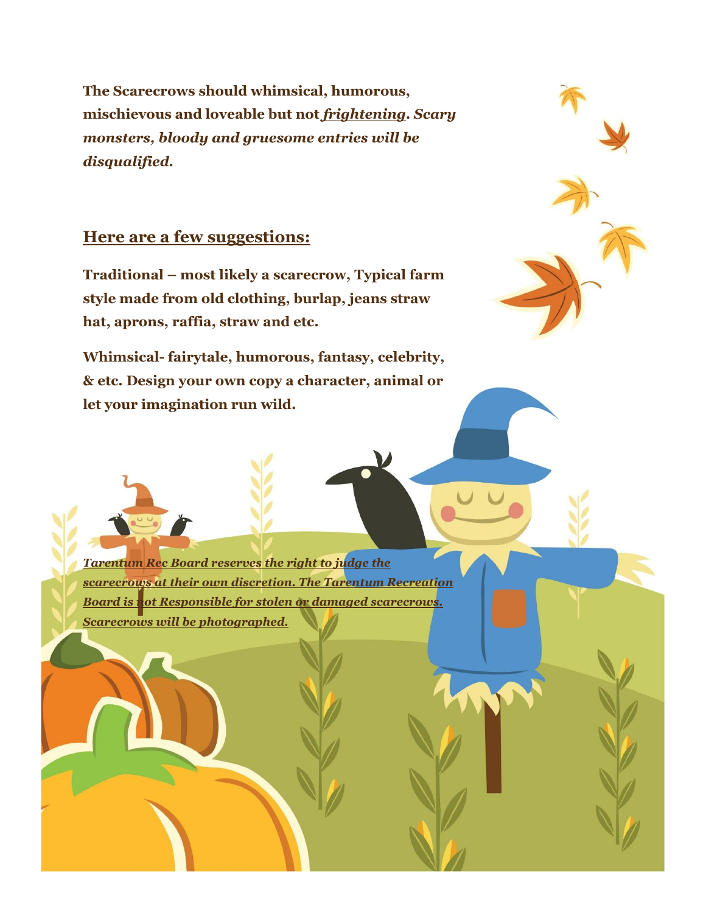**The Scarecrows should whimsical, humorous, mischievous and loveable but not *frightening*. *Scary monsters, bloody and gruesome entries will be disqualified.***

## Here are a few suggestions:

**Traditional – most likely a scarecrow, Typical farm style made from old clothing, burlap, jeans straw hat, aprons, raffia, straw and etc.**

**Whimsical- fairytale, humorous, fantasy, celebrity, & etc. Design your own copy a character, animal or let your imagination run wild.**

***Tarentum Rec Board reserves the right to judge the scarecrows at their own discretion. The Tarentum Recreation Board is not Responsible for stolen or damaged scarecrows. Scarecrows will be photographed.***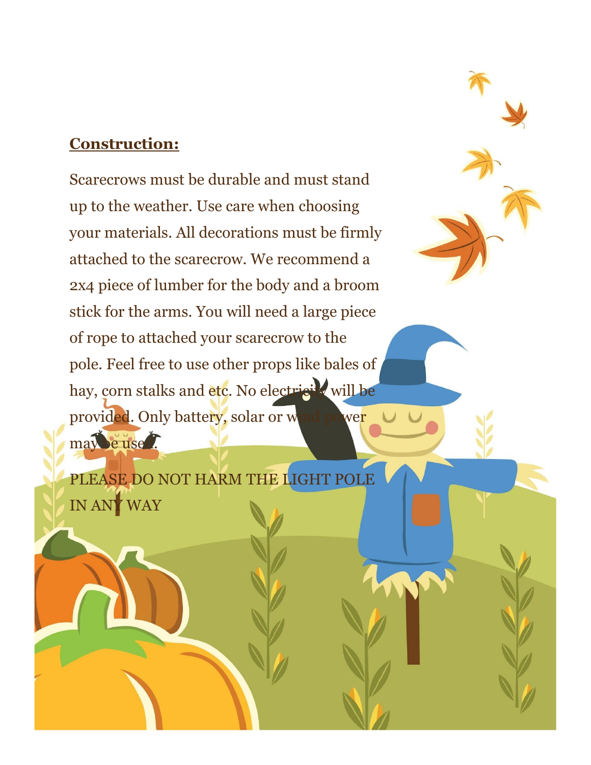**Construction:**

Scarecrows must be durable and must stand up to the weather. Use care when choosing your materials. All decorations must be firmly attached to the scarecrow. We recommend a 2x4 piece of lumber for the body and a broom stick for the arms. You will need a large piece of rope to attached your scarecrow to the pole. Feel free to use other props like bales of hay, corn stalks and etc. No electricity will be provided. Only battery, solar or wind power may be used.

PLEASE DO NOT HARM THE LIGHT POLE IN ANY WAY